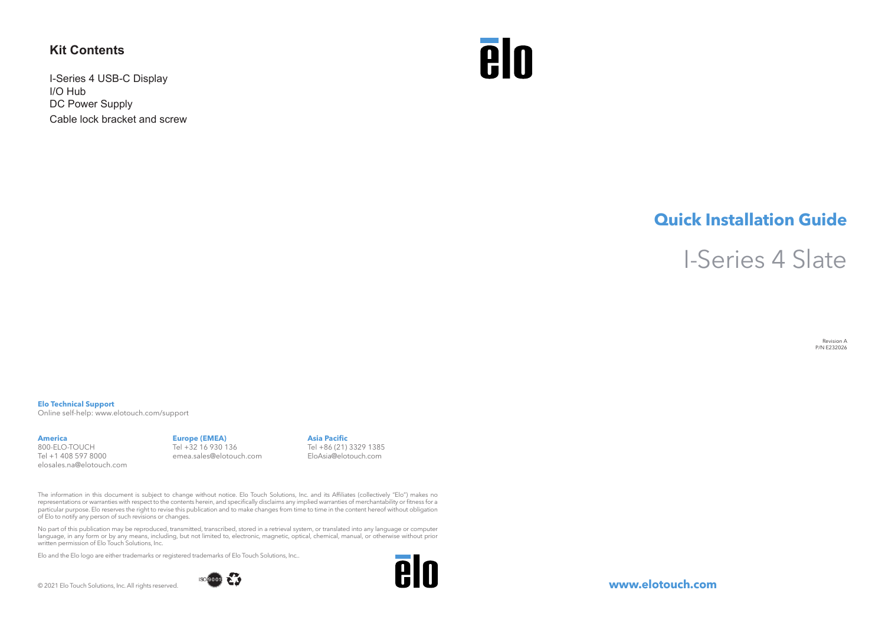## Kit Contents

I-Series 4 USB-C Display
I/O Hub
DC Power Supply
Cable lock bracket and screw

elo

# Quick Installation Guide

## I-Series 4 Slate

Revision A
P/N E232026

**Elo Technical Support**
Online self-help: www.elotouch.com/support

**America**
800-ELO-TOUCH
Tel +1 408 597 8000
elosales.na@elotouch.com

**Europe (EMEA)**
Tel +32 16 930 136
emea.sales@elotouch.com

**Asia Pacific**
Tel +86 (21) 3329 1385
EloAsia@elotouch.com

The information in this document is subject to change without notice. Elo Touch Solutions, Inc. and its Affiliates (collectively "Elo") makes no representations or warranties with respect to the contents herein, and specifically disclaims any implied warranties of merchantability or fitness for a particular purpose. Elo reserves the right to revise this publication and to make changes from time to time in the content hereof without obligation of Elo to notify any person of such revisions or changes.

No part of this publication may be reproduced, transmitted, transcribed, stored in a retrieval system, or translated into any language or computer language, in any form or by any means, including, but not limited to, electronic, magnetic, optical, chemical, manual, or otherwise without prior written permission of Elo Touch Solutions, Inc.

Elo and the Elo logo are either trademarks or registered trademarks of Elo Touch Solutions, Inc..

© 2021 Elo Touch Solutions, Inc. All rights reserved.

ISO 9001

elo

**www.elotouch.com**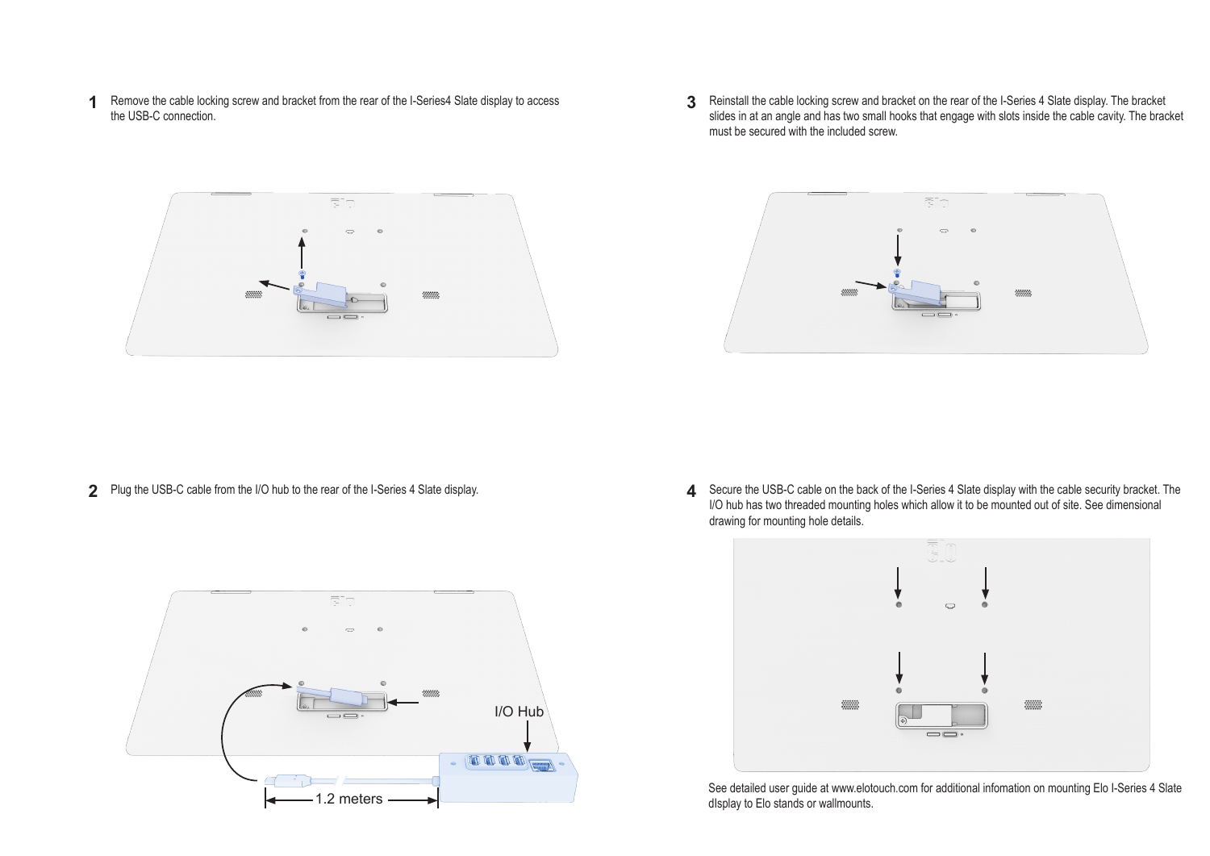1. Remove the cable locking screw and bracket from the rear of the I-Series4 Slate display to access the USB-C connection.

2. Plug the USB-C cable from the I/O hub to the rear of the I-Series 4 Slate display.

I/O Hub

1.2 meters

3. Reinstall the cable locking screw and bracket on the rear of the I-Series 4 Slate display. The bracket slides in at an angle and has two small hooks that engage with slots inside the cable cavity. The bracket must be secured with the included screw.

4. Secure the USB-C cable on the back of the I-Series 4 Slate display with the cable security bracket. The I/O hub has two threaded mounting holes which allow it to be mounted out of site. See dimensional drawing for mounting hole details.

See detailed user guide at www.elotouch.com for additional infomation on mounting Elo I-Series 4 Slate dIsplay to Elo stands or wallmounts.